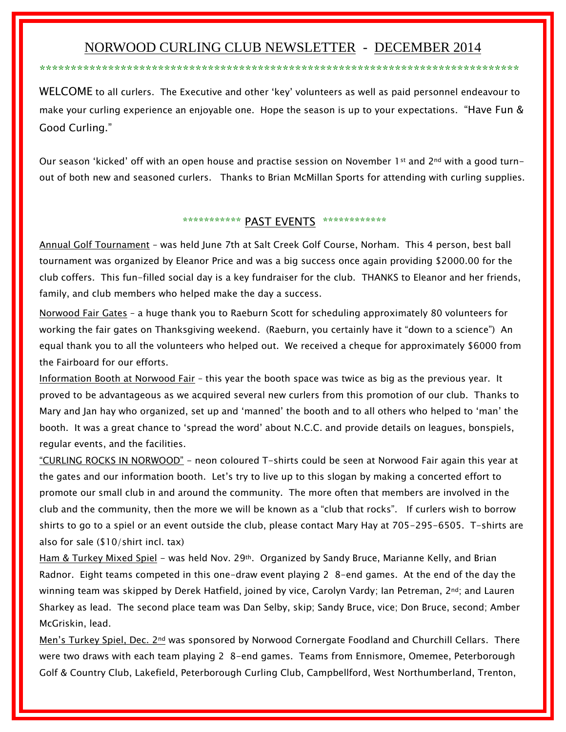# NORWOOD CURLING CLUB NEWSLETTER - DECEMBER 2014

*********************************************************************************

WELCOME to all curlers. The Executive and other 'key' volunteers as well as paid personnel endeavour to make your curling experience an enjoyable one. Hope the season is up to your expectations. "Have Fun & Good Curling."

Our season 'kicked' off with an open house and practise session on November 1st and 2nd with a good turn-out of both new and seasoned curlers. Thanks to Brian McMillan Sports for attending with curling supplies.

## *********** PAST EVENTS ************

Annual Golf Tournament – was held June 7th at Salt Creek Golf Course, Norham. This 4 person, best ball tournament was organized by Eleanor Price and was a big success once again providing $2000.00 for the club coffers. This fun-filled social day is a key fundraiser for the club. THANKS to Eleanor and her friends, family, and club members who helped make the day a success.

Norwood Fair Gates – a huge thank you to Raeburn Scott for scheduling approximately 80 volunteers for working the fair gates on Thanksgiving weekend. (Raeburn, you certainly have it "down to a science") An equal thank you to all the volunteers who helped out. We received a cheque for approximately $6000 from the Fairboard for our efforts.

Information Booth at Norwood Fair – this year the booth space was twice as big as the previous year. It proved to be advantageous as we acquired several new curlers from this promotion of our club. Thanks to Mary and Jan hay who organized, set up and 'manned' the booth and to all others who helped to 'man' the booth. It was a great chance to 'spread the word' about N.C.C. and provide details on leagues, bonspiels, regular events, and the facilities.

"CURLING ROCKS IN NORWOOD" – neon coloured T-shirts could be seen at Norwood Fair again this year at the gates and our information booth. Let's try to live up to this slogan by making a concerted effort to promote our small club in and around the community. The more often that members are involved in the club and the community, then the more we will be known as a "club that rocks". If curlers wish to borrow shirts to go to a spiel or an event outside the club, please contact Mary Hay at 705-295-6505. T-shirts are also for sale ($10/shirt incl. tax)

Ham & Turkey Mixed Spiel – was held Nov. 29th. Organized by Sandy Bruce, Marianne Kelly, and Brian Radnor. Eight teams competed in this one-draw event playing 2 8-end games. At the end of the day the winning team was skipped by Derek Hatfield, joined by vice, Carolyn Vardy; Ian Petreman, 2nd; and Lauren Sharkey as lead. The second place team was Dan Selby, skip; Sandy Bruce, vice; Don Bruce, second; Amber McGriskin, lead.

Men's Turkey Spiel, Dec. 2nd was sponsored by Norwood Cornergate Foodland and Churchill Cellars. There were two draws with each team playing 2 8-end games. Teams from Ennismore, Omemee, Peterborough Golf & Country Club, Lakefield, Peterborough Curling Club, Campbellford, West Northumberland, Trenton,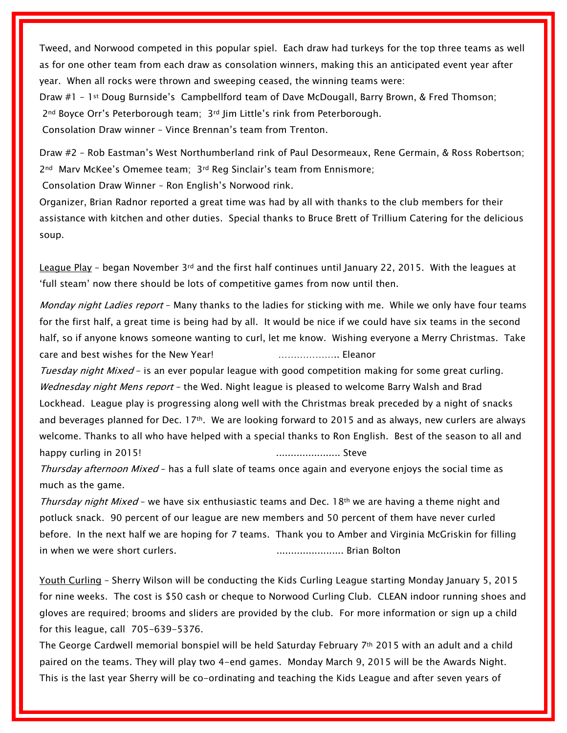Tweed, and Norwood competed in this popular spiel. Each draw had turkeys for the top three teams as well as for one other team from each draw as consolation winners, making this an anticipated event year after year. When all rocks were thrown and sweeping ceased, the winning teams were:

Draw #1 – 1st Doug Burnside's Campbellford team of Dave McDougall, Barry Brown, & Fred Thomson; 2nd Boyce Orr's Peterborough team; 3rd Jim Little's rink from Peterborough.
Consolation Draw winner – Vince Brennan's team from Trenton.

Draw #2 – Rob Eastman's West Northumberland rink of Paul Desormeaux, Rene Germain, & Ross Robertson; 2nd Marv McKee's Omemee team; 3rd Reg Sinclair's team from Ennismore;
Consolation Draw Winner – Ron English's Norwood rink.

Organizer, Brian Radnor reported a great time was had by all with thanks to the club members for their assistance with kitchen and other duties. Special thanks to Bruce Brett of Trillium Catering for the delicious soup.

League Play – began November 3rd and the first half continues until January 22, 2015. With the leagues at 'full steam' now there should be lots of competitive games from now until then.

*Monday night Ladies report* – Many thanks to the ladies for sticking with me. While we only have four teams for the first half, a great time is being had by all. It would be nice if we could have six teams in the second half, so if anyone knows someone wanting to curl, let me know. Wishing everyone a Merry Christmas. Take care and best wishes for the New Year! ……………….. Eleanor

*Tuesday night Mixed* – is an ever popular league with good competition making for some great curling.

*Wednesday night Mens report* – the Wed. Night league is pleased to welcome Barry Walsh and Brad Lockhead. League play is progressing along well with the Christmas break preceded by a night of snacks and beverages planned for Dec. 17th. We are looking forward to 2015 and as always, new curlers are always welcome. Thanks to all who have helped with a special thanks to Ron English. Best of the season to all and happy curling in 2015! ..................... Steve

*Thursday afternoon Mixed* – has a full slate of teams once again and everyone enjoys the social time as much as the game.

*Thursday night Mixed* – we have six enthusiastic teams and Dec. 18th we are having a theme night and potluck snack. 90 percent of our league are new members and 50 percent of them have never curled before. In the next half we are hoping for 7 teams. Thank you to Amber and Virginia McGriskin for filling in when we were short curlers. ...................... Brian Bolton

Youth Curling – Sherry Wilson will be conducting the Kids Curling League starting Monday January 5, 2015 for nine weeks. The cost is $50 cash or cheque to Norwood Curling Club. CLEAN indoor running shoes and gloves are required; brooms and sliders are provided by the club. For more information or sign up a child for this league, call 705-639-5376.

The George Cardwell memorial bonspiel will be held Saturday February 7th 2015 with an adult and a child paired on the teams. They will play two 4-end games. Monday March 9, 2015 will be the Awards Night. This is the last year Sherry will be co-ordinating and teaching the Kids League and after seven years of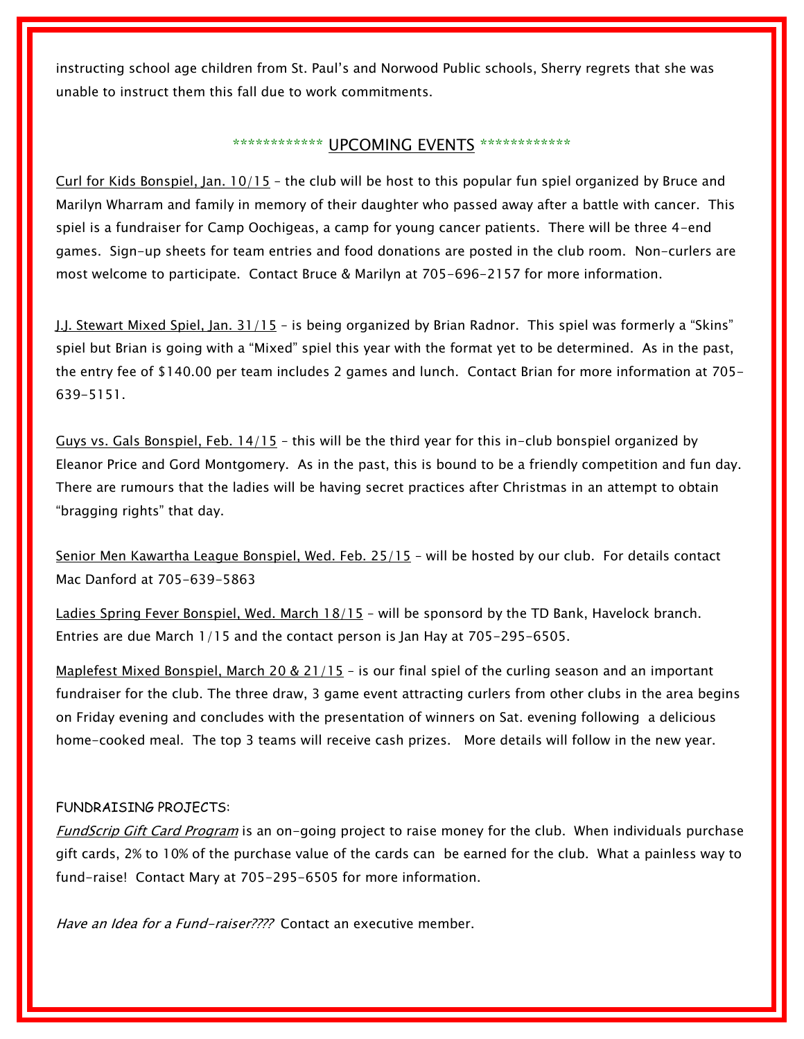instructing school age children from St. Paul's and Norwood Public schools, Sherry regrets that she was unable to instruct them this fall due to work commitments.

## ************ UPCOMING EVENTS ************

Curl for Kids Bonspiel, Jan. 10/15 – the club will be host to this popular fun spiel organized by Bruce and Marilyn Wharram and family in memory of their daughter who passed away after a battle with cancer. This spiel is a fundraiser for Camp Oochigeas, a camp for young cancer patients. There will be three 4-end games. Sign-up sheets for team entries and food donations are posted in the club room. Non-curlers are most welcome to participate. Contact Bruce & Marilyn at 705-696-2157 for more information.

J.J. Stewart Mixed Spiel, Jan. 31/15 – is being organized by Brian Radnor. This spiel was formerly a "Skins" spiel but Brian is going with a "Mixed" spiel this year with the format yet to be determined. As in the past, the entry fee of $140.00 per team includes 2 games and lunch. Contact Brian for more information at 705-639-5151.

Guys vs. Gals Bonspiel, Feb. 14/15 – this will be the third year for this in-club bonspiel organized by Eleanor Price and Gord Montgomery. As in the past, this is bound to be a friendly competition and fun day. There are rumours that the ladies will be having secret practices after Christmas in an attempt to obtain "bragging rights" that day.

Senior Men Kawartha League Bonspiel, Wed. Feb. 25/15 – will be hosted by our club. For details contact Mac Danford at 705-639-5863

Ladies Spring Fever Bonspiel, Wed. March 18/15 – will be sponsord by the TD Bank, Havelock branch. Entries are due March 1/15 and the contact person is Jan Hay at 705-295-6505.

Maplefest Mixed Bonspiel, March 20 & 21/15 – is our final spiel of the curling season and an important fundraiser for the club. The three draw, 3 game event attracting curlers from other clubs in the area begins on Friday evening and concludes with the presentation of winners on Sat. evening following a delicious home-cooked meal. The top 3 teams will receive cash prizes. More details will follow in the new year.

FUNDRAISING PROJECTS:

*FundScrip Gift Card Program* is an on-going project to raise money for the club. When individuals purchase gift cards, 2% to 10% of the purchase value of the cards can be earned for the club. What a painless way to fund-raise! Contact Mary at 705-295-6505 for more information.

*Have an Idea for a Fund-raiser????* Contact an executive member.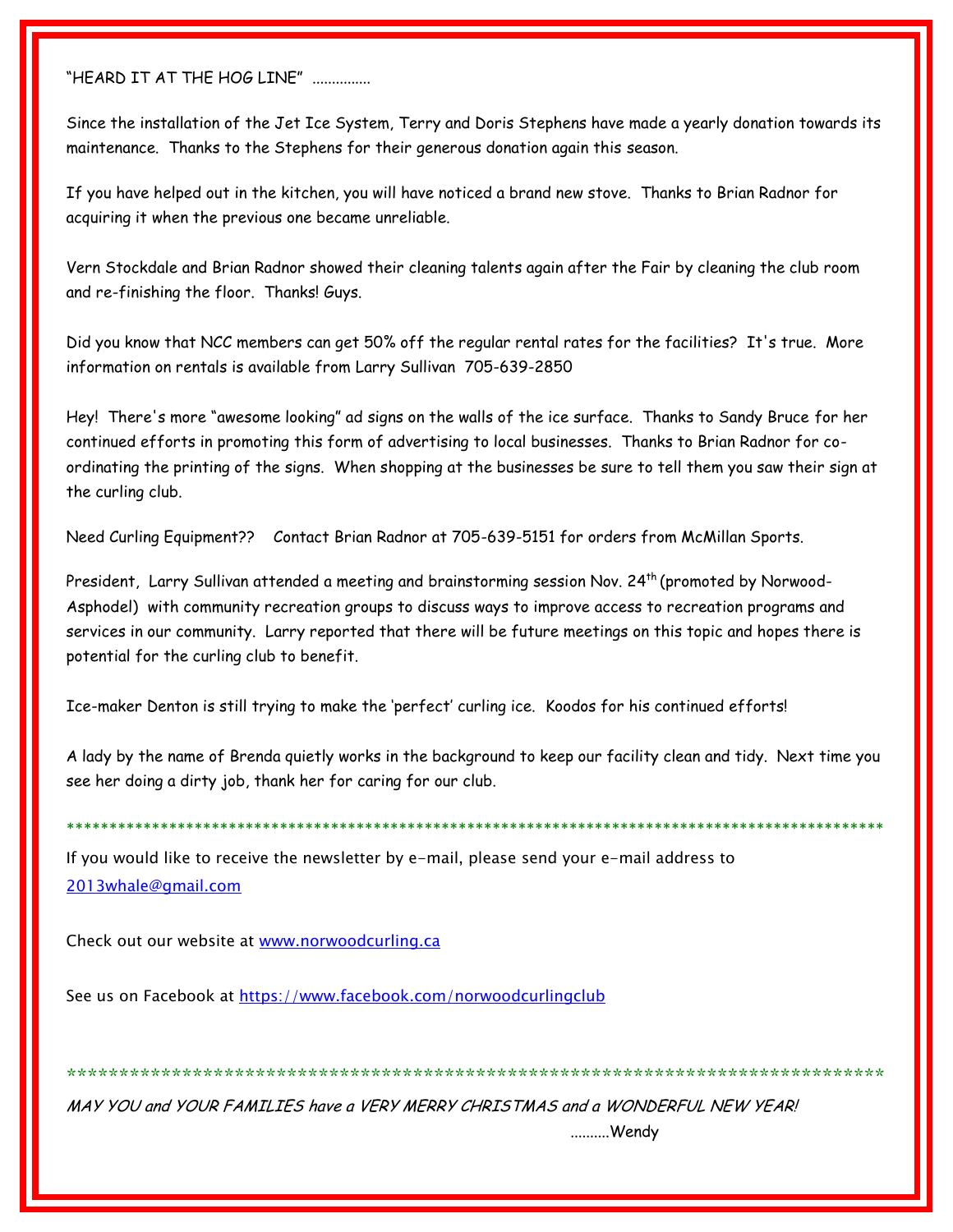"HEARD IT AT THE HOG LINE" ...............

Since the installation of the Jet Ice System, Terry and Doris Stephens have made a yearly donation towards its maintenance. Thanks to the Stephens for their generous donation again this season.

If you have helped out in the kitchen, you will have noticed a brand new stove. Thanks to Brian Radnor for acquiring it when the previous one became unreliable.

Vern Stockdale and Brian Radnor showed their cleaning talents again after the Fair by cleaning the club room and re-finishing the floor. Thanks! Guys.

Did you know that NCC members can get 50% off the regular rental rates for the facilities? It's true. More information on rentals is available from Larry Sullivan 705-639-2850

Hey! There's more "awesome looking" ad signs on the walls of the ice surface. Thanks to Sandy Bruce for her continued efforts in promoting this form of advertising to local businesses. Thanks to Brian Radnor for co-ordinating the printing of the signs. When shopping at the businesses be sure to tell them you saw their sign at the curling club.

Need Curling Equipment?? Contact Brian Radnor at 705-639-5151 for orders from McMillan Sports.

President, Larry Sullivan attended a meeting and brainstorming session Nov. 24th (promoted by Norwood-Asphodel) with community recreation groups to discuss ways to improve access to recreation programs and services in our community. Larry reported that there will be future meetings on this topic and hopes there is potential for the curling club to benefit.

Ice-maker Denton is still trying to make the 'perfect' curling ice. Koodos for his continued efforts!

A lady by the name of Brenda quietly works in the background to keep our facility clean and tidy. Next time you see her doing a dirty job, thank her for caring for our club.

************************************************************************************************

If you would like to receive the newsletter by e-mail, please send your e-mail address to 2013whale@gmail.com

Check out our website at www.norwoodcurling.ca

See us on Facebook at https://www.facebook.com/norwoodcurlingclub

************************************************************************************************

*MAY YOU and YOUR FAMILIES have a VERY MERRY CHRISTMAS and a WONDERFUL NEW YEAR!*

..........Wendy